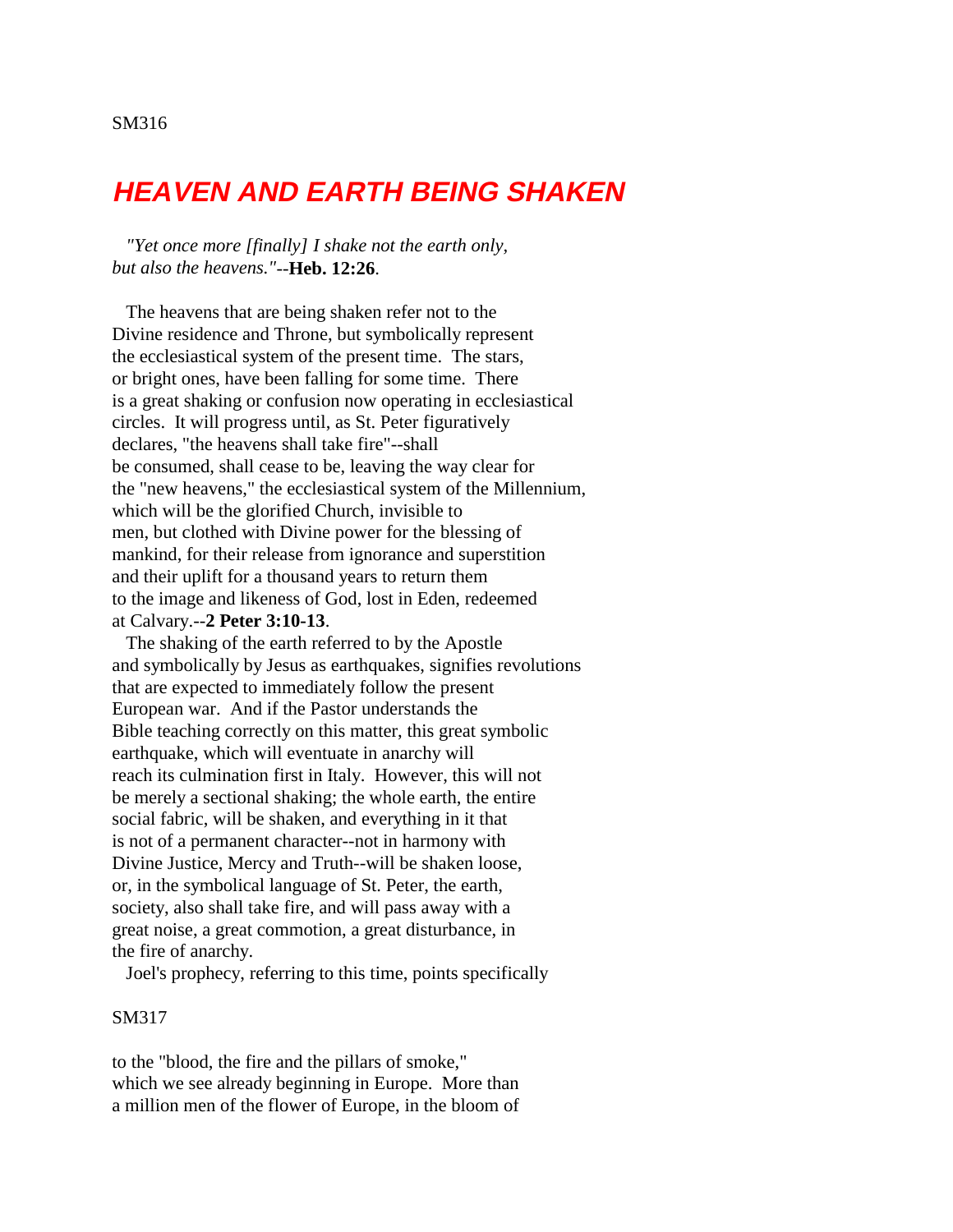# HEAVEN AND EARTH BEING SHAKEN

*"Yet once more [finally] I shake not the earth only, but also the heavens."*--**Heb. 12:26**.

The heavens that are being shaken refer not to the Divine residence and Throne, but symbolically represent the ecclesiastical system of the present time. The stars, or bright ones, have been falling for some time. There is a great shaking or confusion now operating in ecclesiastical circles. It will progress until, as St. Peter figuratively declares, "the heavens shall take fire"--shall be consumed, shall cease to be, leaving the way clear for the "new heavens," the ecclesiastical system of the Millennium, which will be the glorified Church, invisible to men, but clothed with Divine power for the blessing of mankind, for their release from ignorance and superstition and their uplift for a thousand years to return them to the image and likeness of God, lost in Eden, redeemed at Calvary.--**2 Peter 3:10-13**.

The shaking of the earth referred to by the Apostle and symbolically by Jesus as earthquakes, signifies revolutions that are expected to immediately follow the present European war. And if the Pastor understands the Bible teaching correctly on this matter, this great symbolic earthquake, which will eventuate in anarchy will reach its culmination first in Italy. However, this will not be merely a sectional shaking; the whole earth, the entire social fabric, will be shaken, and everything in it that is not of a permanent character--not in harmony with Divine Justice, Mercy and Truth--will be shaken loose, or, in the symbolical language of St. Peter, the earth, society, also shall take fire, and will pass away with a great noise, a great commotion, a great disturbance, in the fire of anarchy.

Joel's prophecy, referring to this time, points specifically to the "blood, the fire and the pillars of smoke," which we see already beginning in Europe. More than a million men of the flower of Europe, in the bloom of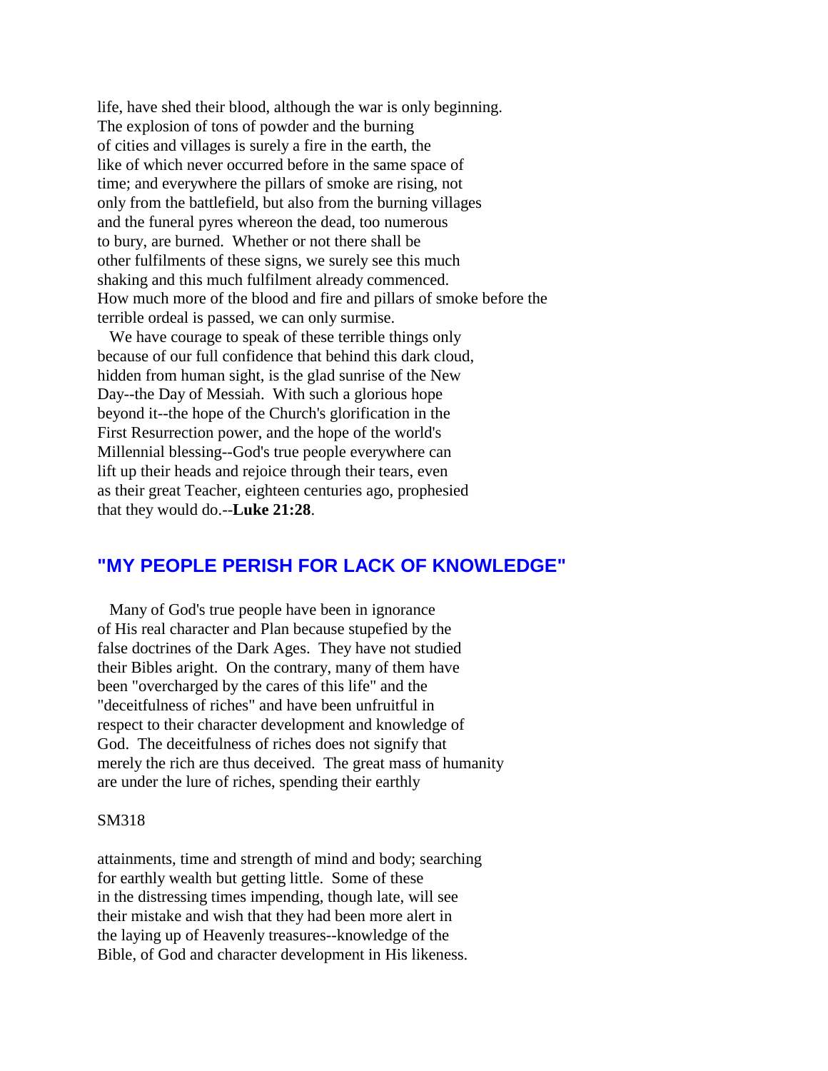life, have shed their blood, although the war is only beginning. The explosion of tons of powder and the burning of cities and villages is surely a fire in the earth, the like of which never occurred before in the same space of time; and everywhere the pillars of smoke are rising, not only from the battlefield, but also from the burning villages and the funeral pyres whereon the dead, too numerous to bury, are burned. Whether or not there shall be other fulfilments of these signs, we surely see this much shaking and this much fulfilment already commenced. How much more of the blood and fire and pillars of smoke before the terrible ordeal is passed, we can only surmise.

We have courage to speak of these terrible things only because of our full confidence that behind this dark cloud, hidden from human sight, is the glad sunrise of the New Day--the Day of Messiah. With such a glorious hope beyond it--the hope of the Church's glorification in the First Resurrection power, and the hope of the world's Millennial blessing--God's true people everywhere can lift up their heads and rejoice through their tears, even as their great Teacher, eighteen centuries ago, prophesied that they would do.--**Luke 21:28**.

## "MY PEOPLE PERISH FOR LACK OF KNOWLEDGE"

Many of God's true people have been in ignorance of His real character and Plan because stupefied by the false doctrines of the Dark Ages. They have not studied their Bibles aright. On the contrary, many of them have been "overcharged by the cares of this life" and the "deceitfulness of riches" and have been unfruitful in respect to their character development and knowledge of God. The deceitfulness of riches does not signify that merely the rich are thus deceived. The great mass of humanity are under the lure of riches, spending their earthly

SM318

attainments, time and strength of mind and body; searching for earthly wealth but getting little. Some of these in the distressing times impending, though late, will see their mistake and wish that they had been more alert in the laying up of Heavenly treasures--knowledge of the Bible, of God and character development in His likeness.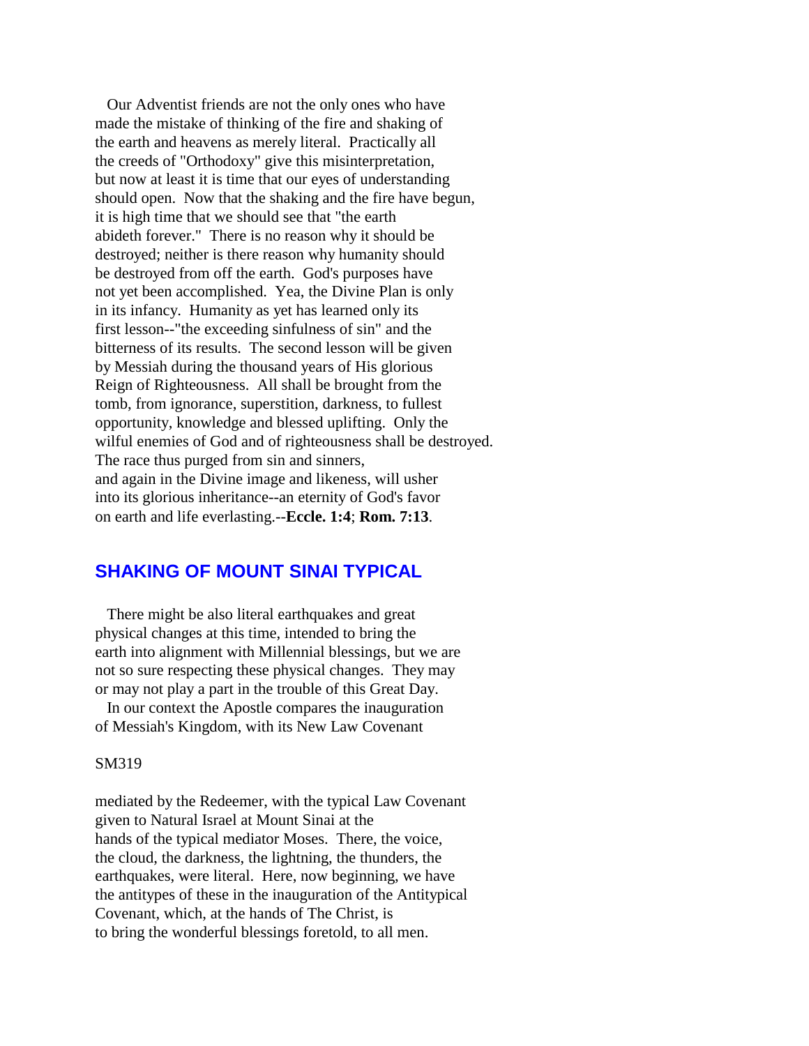Our Adventist friends are not the only ones who have made the mistake of thinking of the fire and shaking of the earth and heavens as merely literal. Practically all the creeds of "Orthodoxy" give this misinterpretation, but now at least it is time that our eyes of understanding should open. Now that the shaking and the fire have begun, it is high time that we should see that "the earth abideth forever." There is no reason why it should be destroyed; neither is there reason why humanity should be destroyed from off the earth. God's purposes have not yet been accomplished. Yea, the Divine Plan is only in its infancy. Humanity as yet has learned only its first lesson--"the exceeding sinfulness of sin" and the bitterness of its results. The second lesson will be given by Messiah during the thousand years of His glorious Reign of Righteousness. All shall be brought from the tomb, from ignorance, superstition, darkness, to fullest opportunity, knowledge and blessed uplifting. Only the wilful enemies of God and of righteousness shall be destroyed. The race thus purged from sin and sinners, and again in the Divine image and likeness, will usher into its glorious inheritance--an eternity of God's favor on earth and life everlasting.--**Eccle. 1:4**; **Rom. 7:13**.

## SHAKING OF MOUNT SINAI TYPICAL

There might be also literal earthquakes and great physical changes at this time, intended to bring the earth into alignment with Millennial blessings, but we are not so sure respecting these physical changes. They may or may not play a part in the trouble of this Great Day.

In our context the Apostle compares the inauguration of Messiah's Kingdom, with its New Law Covenant

SM319

mediated by the Redeemer, with the typical Law Covenant given to Natural Israel at Mount Sinai at the hands of the typical mediator Moses. There, the voice, the cloud, the darkness, the lightning, the thunders, the earthquakes, were literal. Here, now beginning, we have the antitypes of these in the inauguration of the Antitypical Covenant, which, at the hands of The Christ, is to bring the wonderful blessings foretold, to all men.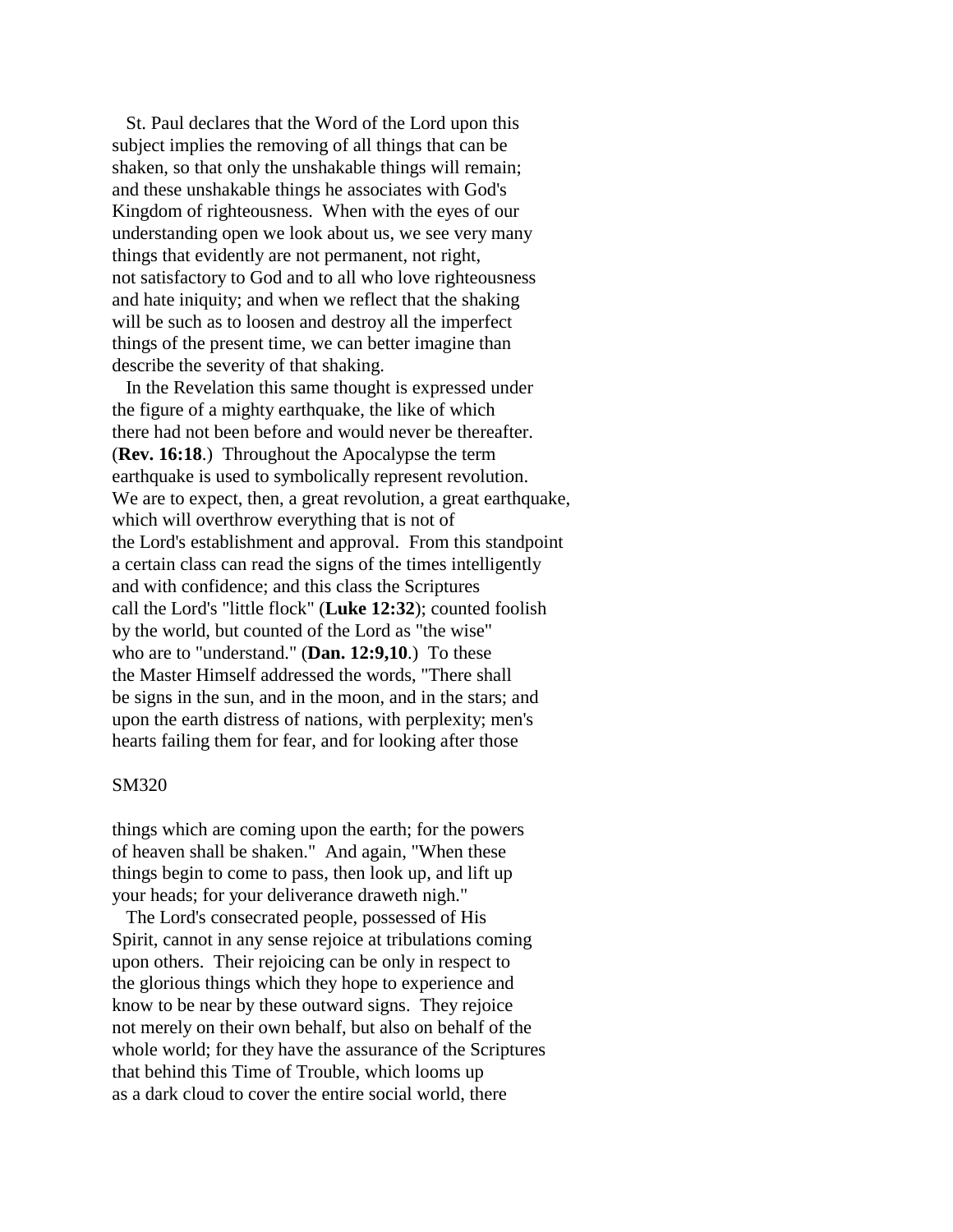St. Paul declares that the Word of the Lord upon this subject implies the removing of all things that can be shaken, so that only the unshakable things will remain; and these unshakable things he associates with God's Kingdom of righteousness. When with the eyes of our understanding open we look about us, we see very many things that evidently are not permanent, not right, not satisfactory to God and to all who love righteousness and hate iniquity; and when we reflect that the shaking will be such as to loosen and destroy all the imperfect things of the present time, we can better imagine than describe the severity of that shaking.

In the Revelation this same thought is expressed under the figure of a mighty earthquake, the like of which there had not been before and would never be thereafter. (**Rev. 16:18**.) Throughout the Apocalypse the term earthquake is used to symbolically represent revolution. We are to expect, then, a great revolution, a great earthquake, which will overthrow everything that is not of the Lord's establishment and approval. From this standpoint a certain class can read the signs of the times intelligently and with confidence; and this class the Scriptures call the Lord's "little flock" (**Luke 12:32**); counted foolish by the world, but counted of the Lord as "the wise" who are to "understand." (**Dan. 12:9,10**.) To these the Master Himself addressed the words, "There shall be signs in the sun, and in the moon, and in the stars; and upon the earth distress of nations, with perplexity; men's hearts failing them for fear, and for looking after those things which are coming upon the earth; for the powers of heaven shall be shaken." And again, "When these things begin to come to pass, then look up, and lift up your heads; for your deliverance draweth nigh."

The Lord's consecrated people, possessed of His Spirit, cannot in any sense rejoice at tribulations coming upon others. Their rejoicing can be only in respect to the glorious things which they hope to experience and know to be near by these outward signs. They rejoice not merely on their own behalf, but also on behalf of the whole world; for they have the assurance of the Scriptures that behind this Time of Trouble, which looms up as a dark cloud to cover the entire social world, there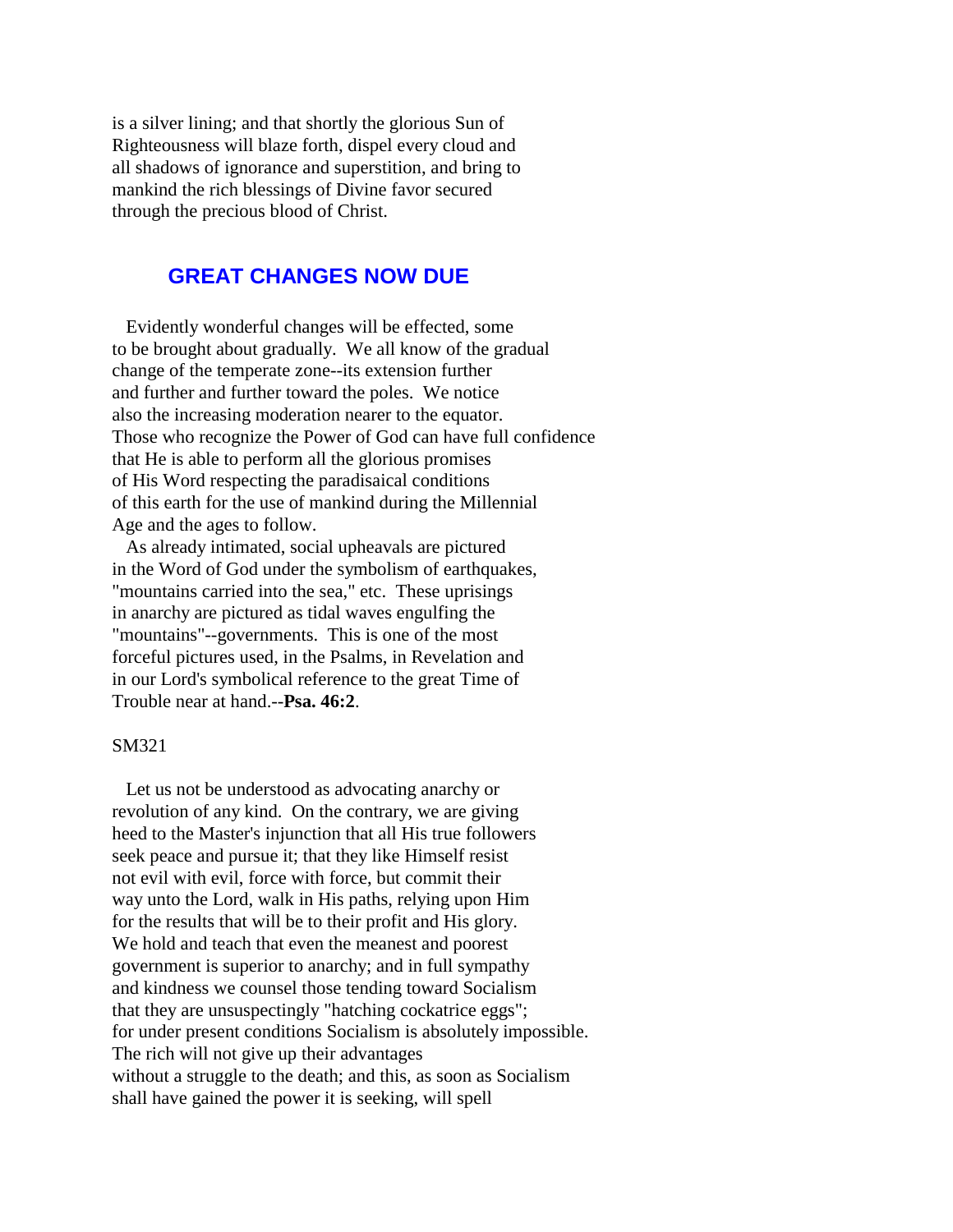is a silver lining; and that shortly the glorious Sun of Righteousness will blaze forth, dispel every cloud and all shadows of ignorance and superstition, and bring to mankind the rich blessings of Divine favor secured through the precious blood of Christ.

## GREAT CHANGES NOW DUE

Evidently wonderful changes will be effected, some to be brought about gradually. We all know of the gradual change of the temperate zone--its extension further and further and further toward the poles. We notice also the increasing moderation nearer to the equator. Those who recognize the Power of God can have full confidence that He is able to perform all the glorious promises of His Word respecting the paradisaical conditions of this earth for the use of mankind during the Millennial Age and the ages to follow.

As already intimated, social upheavals are pictured in the Word of God under the symbolism of earthquakes, "mountains carried into the sea," etc. These uprisings in anarchy are pictured as tidal waves engulfing the "mountains"--governments. This is one of the most forceful pictures used, in the Psalms, in Revelation and in our Lord's symbolical reference to the great Time of Trouble near at hand.--**Psa. 46:2**.

SM321

Let us not be understood as advocating anarchy or revolution of any kind. On the contrary, we are giving heed to the Master's injunction that all His true followers seek peace and pursue it; that they like Himself resist not evil with evil, force with force, but commit their way unto the Lord, walk in His paths, relying upon Him for the results that will be to their profit and His glory. We hold and teach that even the meanest and poorest government is superior to anarchy; and in full sympathy and kindness we counsel those tending toward Socialism that they are unsuspectingly "hatching cockatrice eggs"; for under present conditions Socialism is absolutely impossible. The rich will not give up their advantages without a struggle to the death; and this, as soon as Socialism shall have gained the power it is seeking, will spell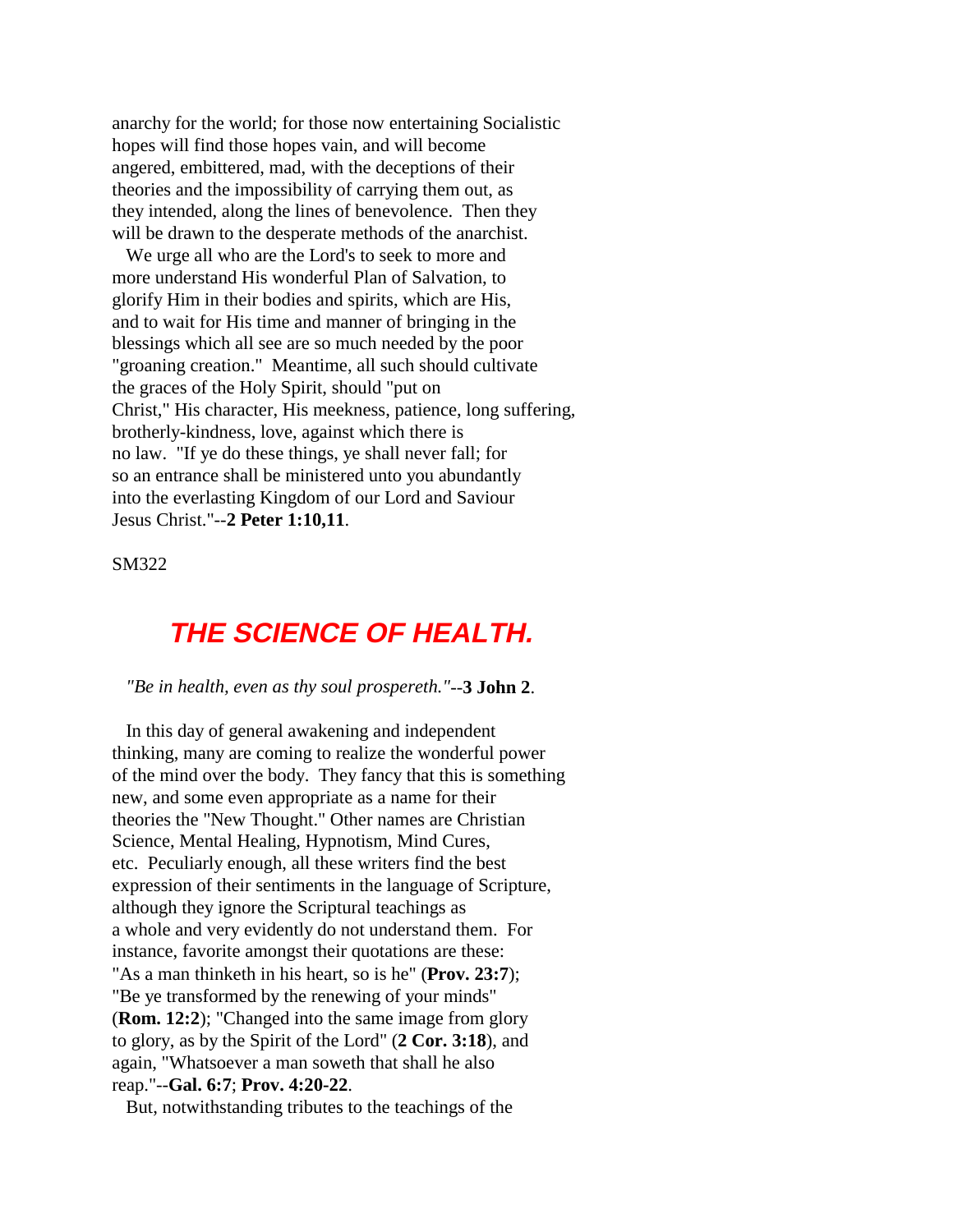anarchy for the world; for those now entertaining Socialistic hopes will find those hopes vain, and will become angered, embittered, mad, with the deceptions of their theories and the impossibility of carrying them out, as they intended, along the lines of benevolence. Then they will be drawn to the desperate methods of the anarchist.

We urge all who are the Lord's to seek to more and more understand His wonderful Plan of Salvation, to glorify Him in their bodies and spirits, which are His, and to wait for His time and manner of bringing in the blessings which all see are so much needed by the poor "groaning creation." Meantime, all such should cultivate the graces of the Holy Spirit, should "put on Christ," His character, His meekness, patience, long suffering, brotherly-kindness, love, against which there is no law. "If ye do these things, ye shall never fall; for so an entrance shall be ministered unto you abundantly into the everlasting Kingdom of our Lord and Saviour Jesus Christ."--**2 Peter 1:10,11**.

SM322

## *THE SCIENCE OF HEALTH.*

*"Be in health, even as thy soul prospereth."*--**3 John 2**.

In this day of general awakening and independent thinking, many are coming to realize the wonderful power of the mind over the body. They fancy that this is something new, and some even appropriate as a name for their theories the "New Thought." Other names are Christian Science, Mental Healing, Hypnotism, Mind Cures, etc. Peculiarly enough, all these writers find the best expression of their sentiments in the language of Scripture, although they ignore the Scriptural teachings as a whole and very evidently do not understand them. For instance, favorite amongst their quotations are these: "As a man thinketh in his heart, so is he" (**Prov. 23:7**); "Be ye transformed by the renewing of your minds" (**Rom. 12:2**); "Changed into the same image from glory to glory, as by the Spirit of the Lord" (**2 Cor. 3:18**), and again, "Whatsoever a man soweth that shall he also reap."--**Gal. 6:7**; **Prov. 4:20-22**.

But, notwithstanding tributes to the teachings of the